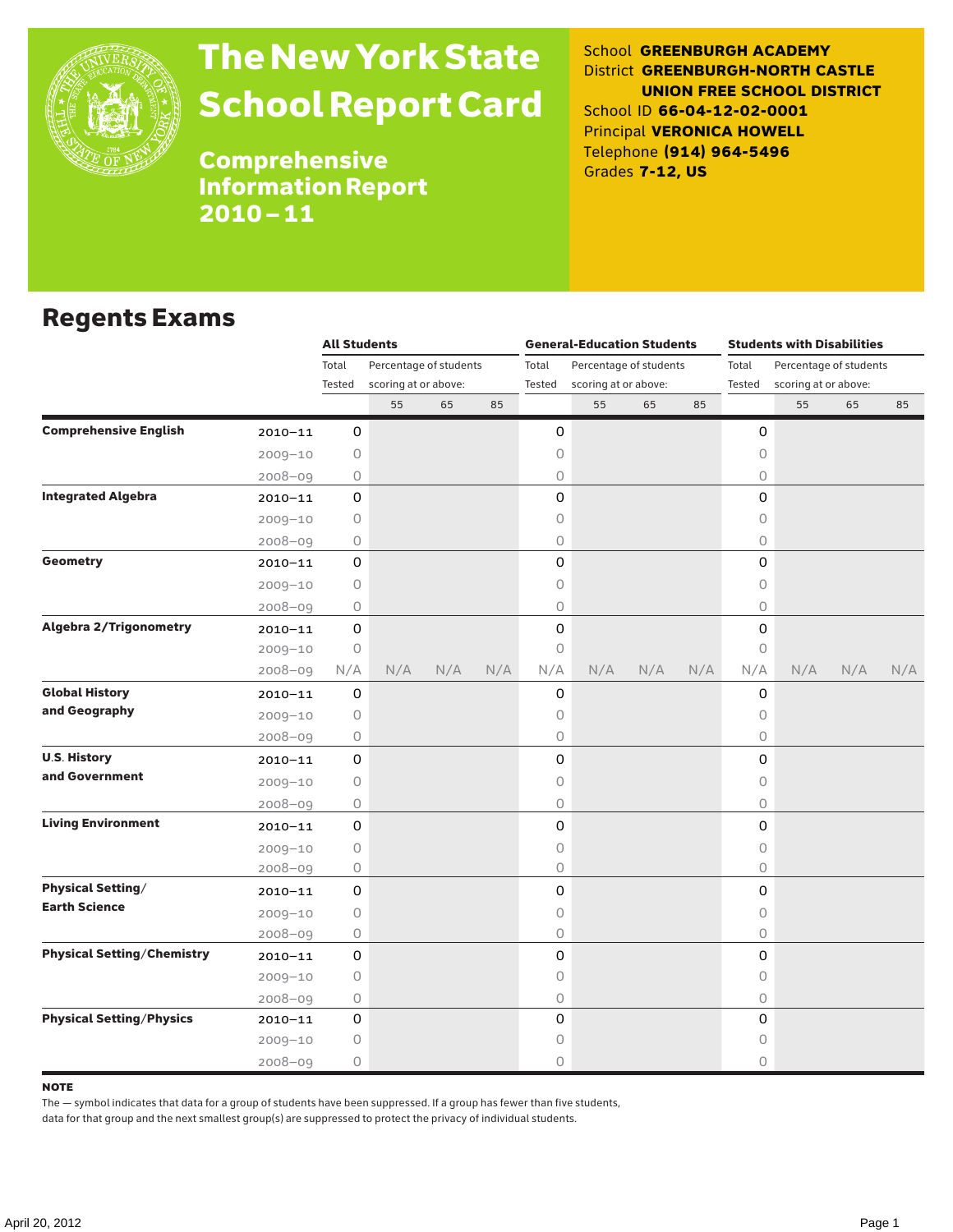# The New York State School Report Card

## Comprehensive Information Report 2010 – 11

School **GREENBURGH ACADEMY**
District **GREENBURGH-NORTH CASTLE UNION FREE SCHOOL DISTRICT**
School ID **66-04-12-02-0001**
Principal **VERONICA HOWELL**
Telephone **(914) 964-5496**
Grades **7-12, US**

## Regents Exams

| | | All Students | | | | General-Education Students | | | | Students with Disabilities | | | |
|---|---|---|---|---|---|---|---|---|---|---|---|---|---|
| | | Total Tested | Percentage of students scoring at or above: | | | Total Tested | Percentage of students scoring at or above: | | | Total Tested | Percentage of students scoring at or above: | | |
| | | | 55 | 65 | 85 | | 55 | 65 | 85 | | 55 | 65 | 85 |
| **Comprehensive English** | 2010–11 | 0 | | | | 0 | | | | 0 | | | |
| | 2009–10 | 0 | | | | 0 | | | | 0 | | | |
| | 2008–09 | 0 | | | | 0 | | | | 0 | | | |
| **Integrated Algebra** | 2010–11 | 0 | | | | 0 | | | | 0 | | | |
| | 2009–10 | 0 | | | | 0 | | | | 0 | | | |
| | 2008–09 | 0 | | | | 0 | | | | 0 | | | |
| **Geometry** | 2010–11 | 0 | | | | 0 | | | | 0 | | | |
| | 2009–10 | 0 | | | | 0 | | | | 0 | | | |
| | 2008–09 | 0 | | | | 0 | | | | 0 | | | |
| **Algebra 2/Trigonometry** | 2010–11 | 0 | | | | 0 | | | | 0 | | | |
| | 2009–10 | 0 | | | | 0 | | | | 0 | | | |
| | 2008–09 | N/A | N/A | N/A | N/A | N/A | N/A | N/A | N/A | N/A | N/A | N/A | N/A |
| **Global History and Geography** | 2010–11 | 0 | | | | 0 | | | | 0 | | | |
| | 2009–10 | 0 | | | | 0 | | | | 0 | | | |
| | 2008–09 | 0 | | | | 0 | | | | 0 | | | |
| **U.S. History and Government** | 2010–11 | 0 | | | | 0 | | | | 0 | | | |
| | 2009–10 | 0 | | | | 0 | | | | 0 | | | |
| | 2008–09 | 0 | | | | 0 | | | | 0 | | | |
| **Living Environment** | 2010–11 | 0 | | | | 0 | | | | 0 | | | |
| | 2009–10 | 0 | | | | 0 | | | | 0 | | | |
| | 2008–09 | 0 | | | | 0 | | | | 0 | | | |
| **Physical Setting/ Earth Science** | 2010–11 | 0 | | | | 0 | | | | 0 | | | |
| | 2009–10 | 0 | | | | 0 | | | | 0 | | | |
| | 2008–09 | 0 | | | | 0 | | | | 0 | | | |
| **Physical Setting/Chemistry** | 2010–11 | 0 | | | | 0 | | | | 0 | | | |
| | 2009–10 | 0 | | | | 0 | | | | 0 | | | |
| | 2008–09 | 0 | | | | 0 | | | | 0 | | | |
| **Physical Setting/Physics** | 2010–11 | 0 | | | | 0 | | | | 0 | | | |
| | 2009–10 | 0 | | | | 0 | | | | 0 | | | |
| | 2008–09 | 0 | | | | 0 | | | | 0 | | | |

**NOTE**

The — symbol indicates that data for a group of students have been suppressed. If a group has fewer than five students, data for that group and the next smallest group(s) are suppressed to protect the privacy of individual students.

April 20, 2012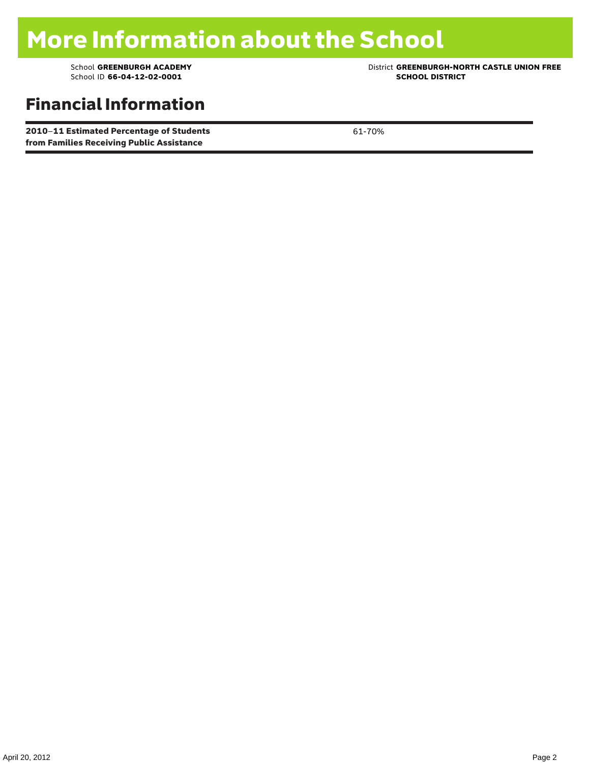# More Information about the School

School **GREENBURGH ACADEMY**
School ID **66-04-12-02-0001**

District **GREENBURGH-NORTH CASTLE UNION FREE SCHOOL DISTRICT**

## Financial Information

| | |
|---|---|
| **2010–11 Estimated Percentage of Students from Families Receiving Public Assistance** | 61-70% |